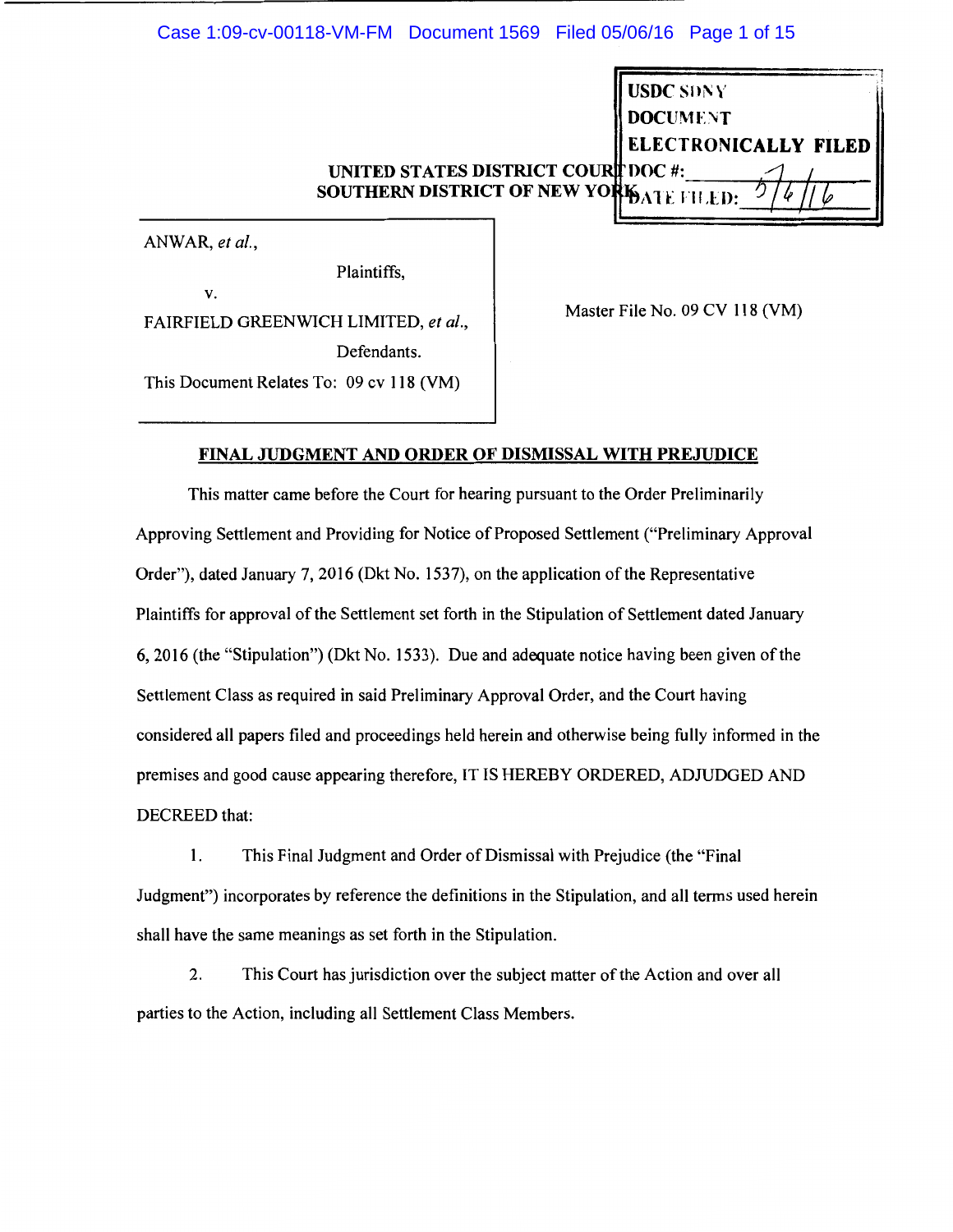USDC SDNY
DOCUMENT
ELECTRONICALLY FILED
DOC #: \_\_\_\_\_\_
DATE FILED: 5/6/16

UNITED STATES DISTRICT COURT
SOUTHERN DISTRICT OF NEW YORK

ANWAR, *et al.*,

Plaintiffs,

v.

FAIRFIELD GREENWICH LIMITED, *et al.*,

Defendants.

This Document Relates To: 09 cv 118 (VM)

Master File No. 09 CV 118 (VM)

**FINAL JUDGMENT AND ORDER OF DISMISSAL WITH PREJUDICE**

This matter came before the Court for hearing pursuant to the Order Preliminarily Approving Settlement and Providing for Notice of Proposed Settlement ("Preliminary Approval Order"), dated January 7, 2016 (Dkt No. 1537), on the application of the Representative Plaintiffs for approval of the Settlement set forth in the Stipulation of Settlement dated January 6, 2016 (the "Stipulation") (Dkt No. 1533). Due and adequate notice having been given of the Settlement Class as required in said Preliminary Approval Order, and the Court having considered all papers filed and proceedings held herein and otherwise being fully informed in the premises and good cause appearing therefore, IT IS HEREBY ORDERED, ADJUDGED AND DECREED that:

1. This Final Judgment and Order of Dismissal with Prejudice (the "Final Judgment") incorporates by reference the definitions in the Stipulation, and all terms used herein shall have the same meanings as set forth in the Stipulation.

2. This Court has jurisdiction over the subject matter of the Action and over all parties to the Action, including all Settlement Class Members.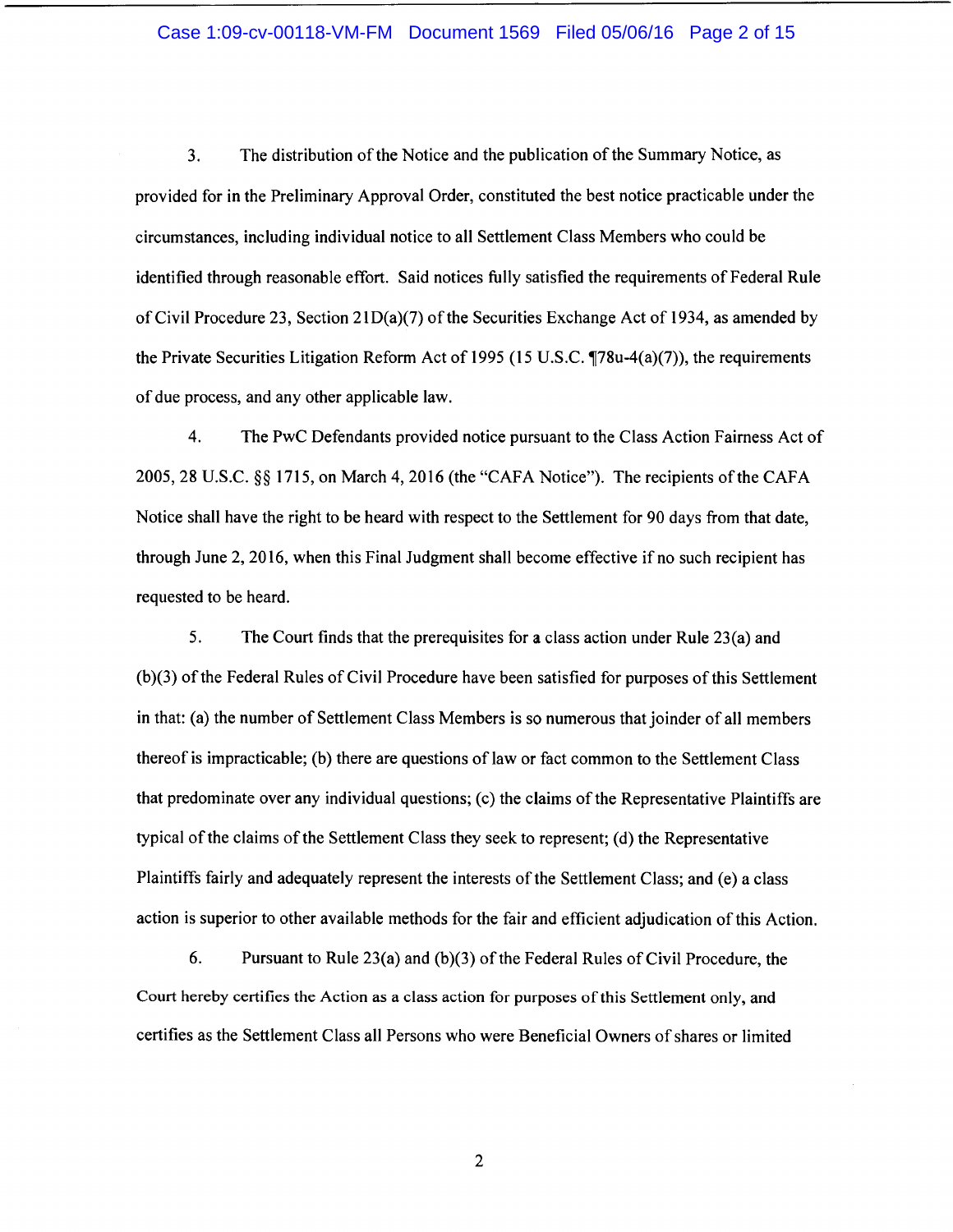3. The distribution of the Notice and the publication of the Summary Notice, as provided for in the Preliminary Approval Order, constituted the best notice practicable under the circumstances, including individual notice to all Settlement Class Members who could be identified through reasonable effort. Said notices fully satisfied the requirements of Federal Rule of Civil Procedure 23, Section 21D(a)(7) of the Securities Exchange Act of 1934, as amended by the Private Securities Litigation Reform Act of 1995 (15 U.S.C. ¶78u-4(a)(7)), the requirements of due process, and any other applicable law.

4. The PwC Defendants provided notice pursuant to the Class Action Fairness Act of 2005, 28 U.S.C. §§ 1715, on March 4, 2016 (the "CAFA Notice"). The recipients of the CAFA Notice shall have the right to be heard with respect to the Settlement for 90 days from that date, through June 2, 2016, when this Final Judgment shall become effective if no such recipient has requested to be heard.

5. The Court finds that the prerequisites for a class action under Rule 23(a) and (b)(3) of the Federal Rules of Civil Procedure have been satisfied for purposes of this Settlement in that: (a) the number of Settlement Class Members is so numerous that joinder of all members thereof is impracticable; (b) there are questions of law or fact common to the Settlement Class that predominate over any individual questions; (c) the claims of the Representative Plaintiffs are typical of the claims of the Settlement Class they seek to represent; (d) the Representative Plaintiffs fairly and adequately represent the interests of the Settlement Class; and (e) a class action is superior to other available methods for the fair and efficient adjudication of this Action.

6. Pursuant to Rule 23(a) and (b)(3) of the Federal Rules of Civil Procedure, the Court hereby certifies the Action as a class action for purposes of this Settlement only, and certifies as the Settlement Class all Persons who were Beneficial Owners of shares or limited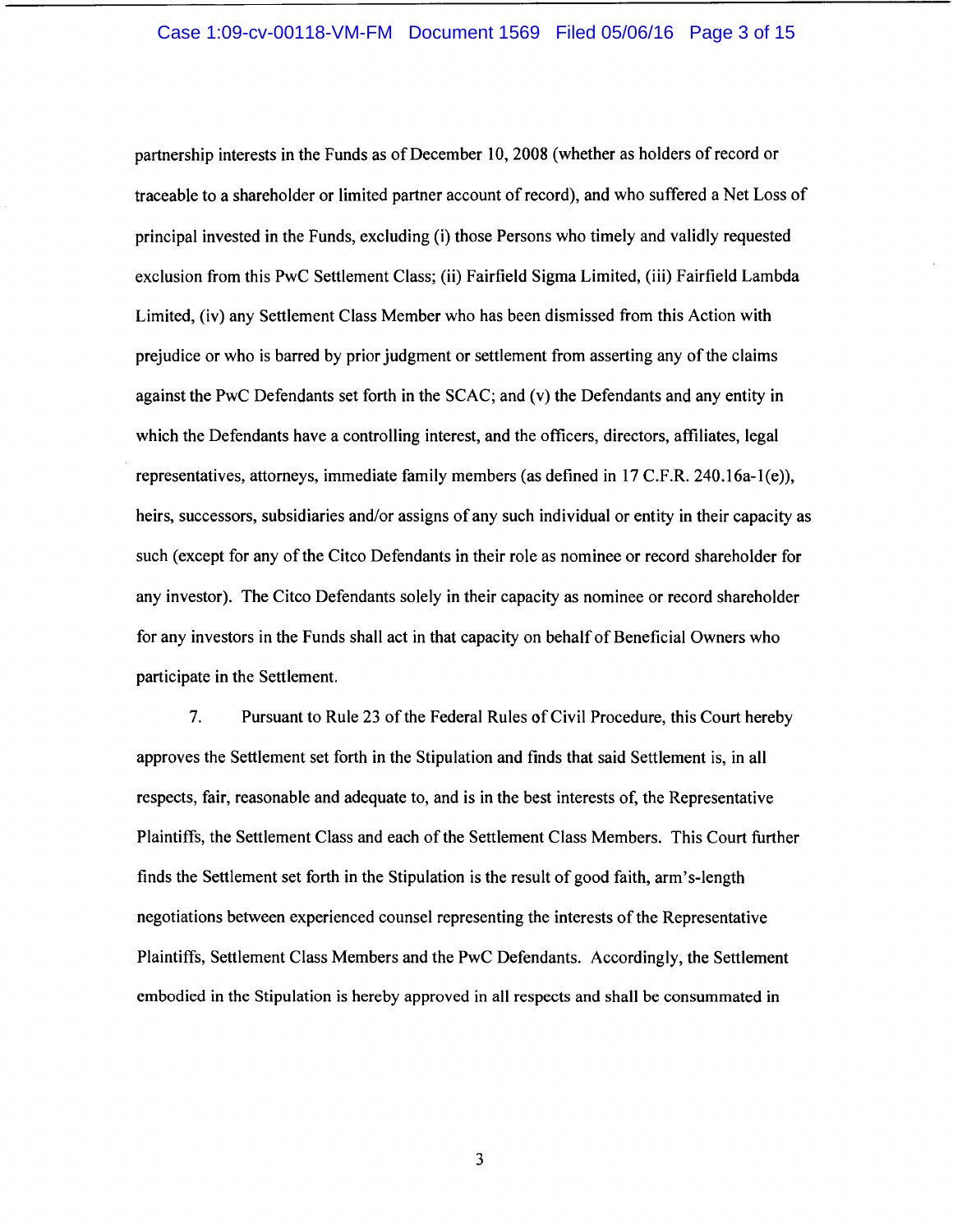partnership interests in the Funds as of December 10, 2008 (whether as holders of record or traceable to a shareholder or limited partner account of record), and who suffered a Net Loss of principal invested in the Funds, excluding (i) those Persons who timely and validly requested exclusion from this PwC Settlement Class; (ii) Fairfield Sigma Limited, (iii) Fairfield Lambda Limited, (iv) any Settlement Class Member who has been dismissed from this Action with prejudice or who is barred by prior judgment or settlement from asserting any of the claims against the PwC Defendants set forth in the SCAC; and (v) the Defendants and any entity in which the Defendants have a controlling interest, and the officers, directors, affiliates, legal representatives, attorneys, immediate family members (as defined in 17 C.F.R. 240.16a-1(e)), heirs, successors, subsidiaries and/or assigns of any such individual or entity in their capacity as such (except for any of the Citco Defendants in their role as nominee or record shareholder for any investor). The Citco Defendants solely in their capacity as nominee or record shareholder for any investors in the Funds shall act in that capacity on behalf of Beneficial Owners who participate in the Settlement.

7. Pursuant to Rule 23 of the Federal Rules of Civil Procedure, this Court hereby approves the Settlement set forth in the Stipulation and finds that said Settlement is, in all respects, fair, reasonable and adequate to, and is in the best interests of, the Representative Plaintiffs, the Settlement Class and each of the Settlement Class Members. This Court further finds the Settlement set forth in the Stipulation is the result of good faith, arm's-length negotiations between experienced counsel representing the interests of the Representative Plaintiffs, Settlement Class Members and the PwC Defendants. Accordingly, the Settlement embodied in the Stipulation is hereby approved in all respects and shall be consummated in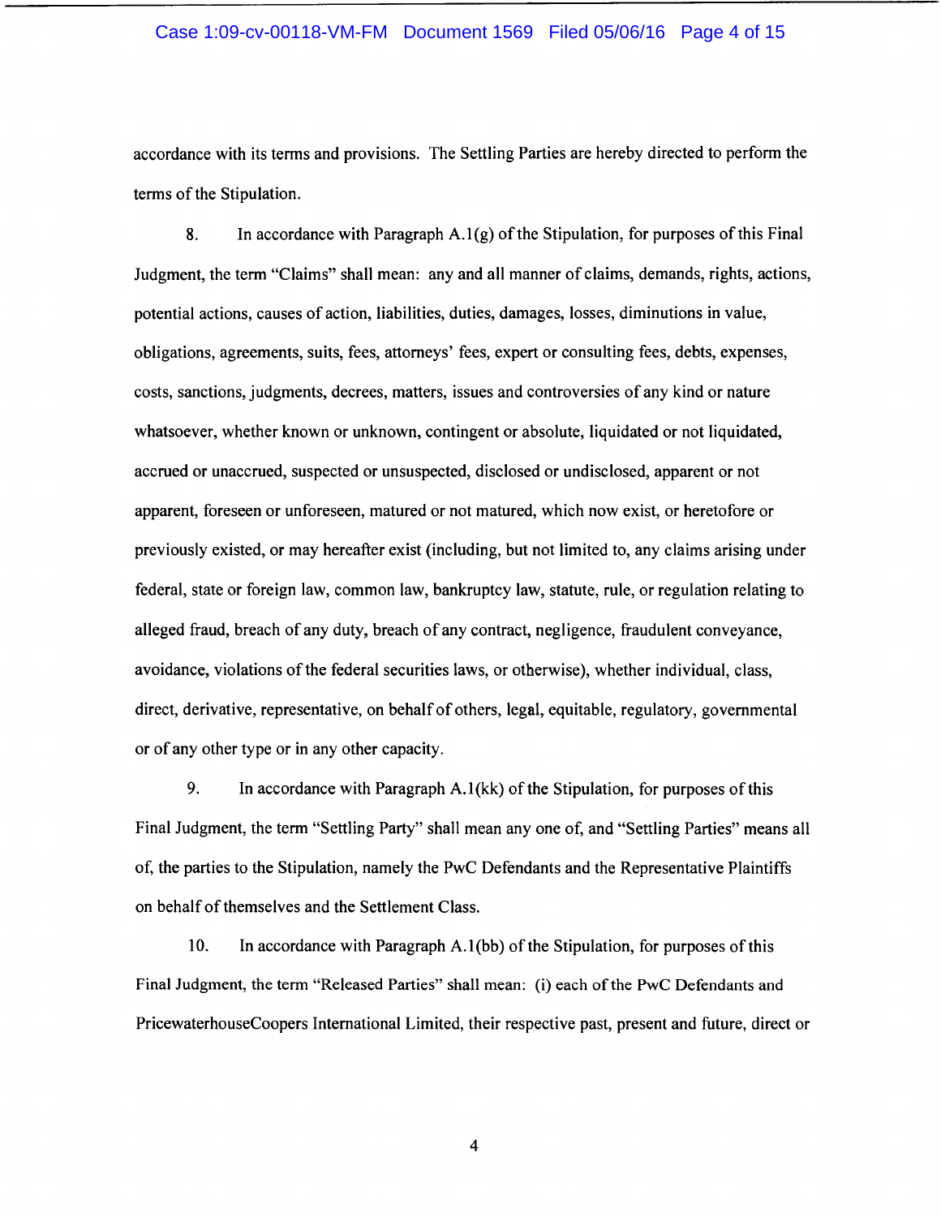accordance with its terms and provisions. The Settling Parties are hereby directed to perform the terms of the Stipulation.

8. In accordance with Paragraph A.1(g) of the Stipulation, for purposes of this Final Judgment, the term "Claims" shall mean: any and all manner of claims, demands, rights, actions, potential actions, causes of action, liabilities, duties, damages, losses, diminutions in value, obligations, agreements, suits, fees, attorneys' fees, expert or consulting fees, debts, expenses, costs, sanctions, judgments, decrees, matters, issues and controversies of any kind or nature whatsoever, whether known or unknown, contingent or absolute, liquidated or not liquidated, accrued or unaccrued, suspected or unsuspected, disclosed or undisclosed, apparent or not apparent, foreseen or unforeseen, matured or not matured, which now exist, or heretofore or previously existed, or may hereafter exist (including, but not limited to, any claims arising under federal, state or foreign law, common law, bankruptcy law, statute, rule, or regulation relating to alleged fraud, breach of any duty, breach of any contract, negligence, fraudulent conveyance, avoidance, violations of the federal securities laws, or otherwise), whether individual, class, direct, derivative, representative, on behalf of others, legal, equitable, regulatory, governmental or of any other type or in any other capacity.

9. In accordance with Paragraph A.1(kk) of the Stipulation, for purposes of this Final Judgment, the term "Settling Party" shall mean any one of, and "Settling Parties" means all of, the parties to the Stipulation, namely the PwC Defendants and the Representative Plaintiffs on behalf of themselves and the Settlement Class.

10. In accordance with Paragraph A.1(bb) of the Stipulation, for purposes of this Final Judgment, the term "Released Parties" shall mean: (i) each of the PwC Defendants and PricewaterhouseCoopers International Limited, their respective past, present and future, direct or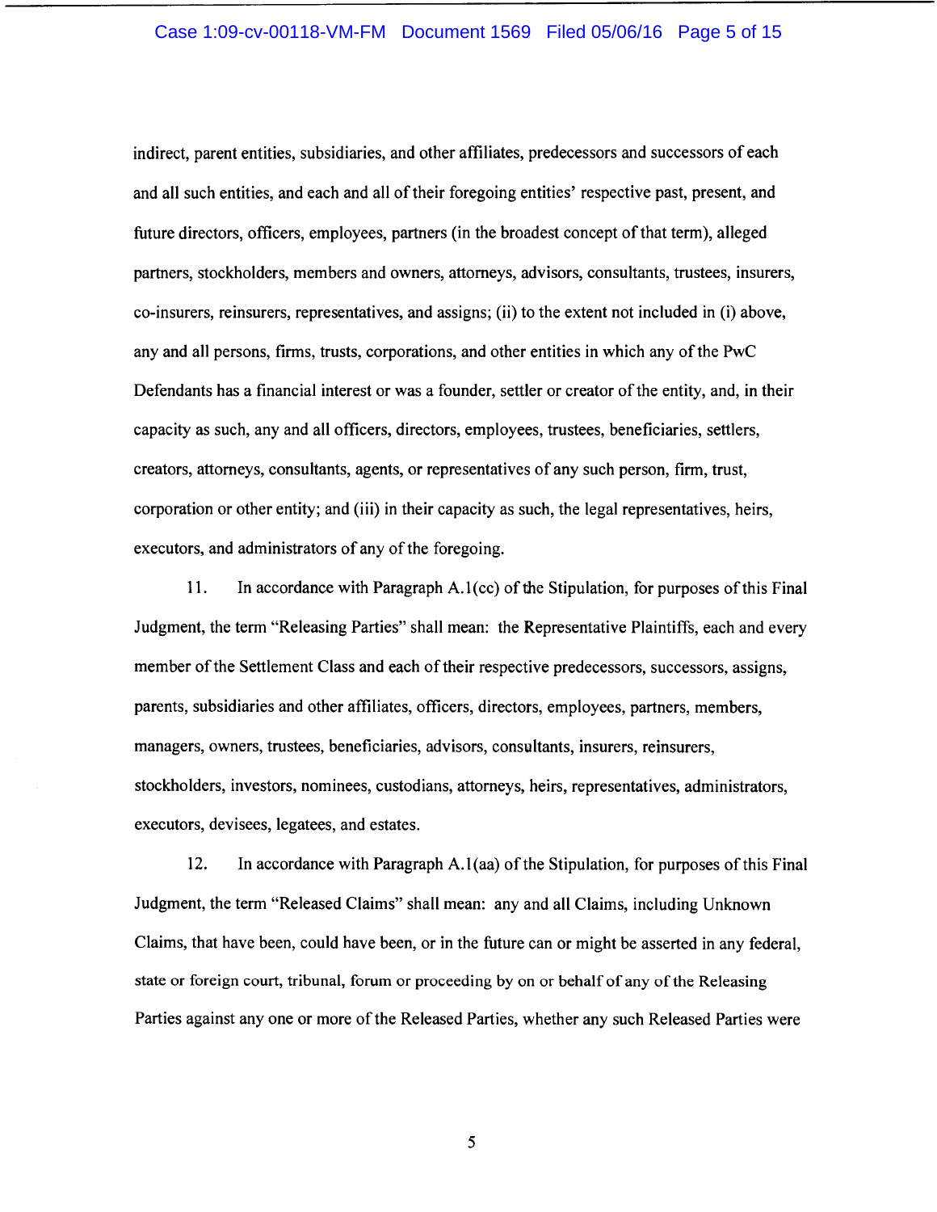indirect, parent entities, subsidiaries, and other affiliates, predecessors and successors of each and all such entities, and each and all of their foregoing entities' respective past, present, and future directors, officers, employees, partners (in the broadest concept of that term), alleged partners, stockholders, members and owners, attorneys, advisors, consultants, trustees, insurers, co-insurers, reinsurers, representatives, and assigns; (ii) to the extent not included in (i) above, any and all persons, firms, trusts, corporations, and other entities in which any of the PwC Defendants has a financial interest or was a founder, settler or creator of the entity, and, in their capacity as such, any and all officers, directors, employees, trustees, beneficiaries, settlers, creators, attorneys, consultants, agents, or representatives of any such person, firm, trust, corporation or other entity; and (iii) in their capacity as such, the legal representatives, heirs, executors, and administrators of any of the foregoing.

11. In accordance with Paragraph A.1(cc) of the Stipulation, for purposes of this Final Judgment, the term "Releasing Parties" shall mean: the Representative Plaintiffs, each and every member of the Settlement Class and each of their respective predecessors, successors, assigns, parents, subsidiaries and other affiliates, officers, directors, employees, partners, members, managers, owners, trustees, beneficiaries, advisors, consultants, insurers, reinsurers, stockholders, investors, nominees, custodians, attorneys, heirs, representatives, administrators, executors, devisees, legatees, and estates.

12. In accordance with Paragraph A.1(aa) of the Stipulation, for purposes of this Final Judgment, the term "Released Claims" shall mean: any and all Claims, including Unknown Claims, that have been, could have been, or in the future can or might be asserted in any federal, state or foreign court, tribunal, forum or proceeding by on or behalf of any of the Releasing Parties against any one or more of the Released Parties, whether any such Released Parties were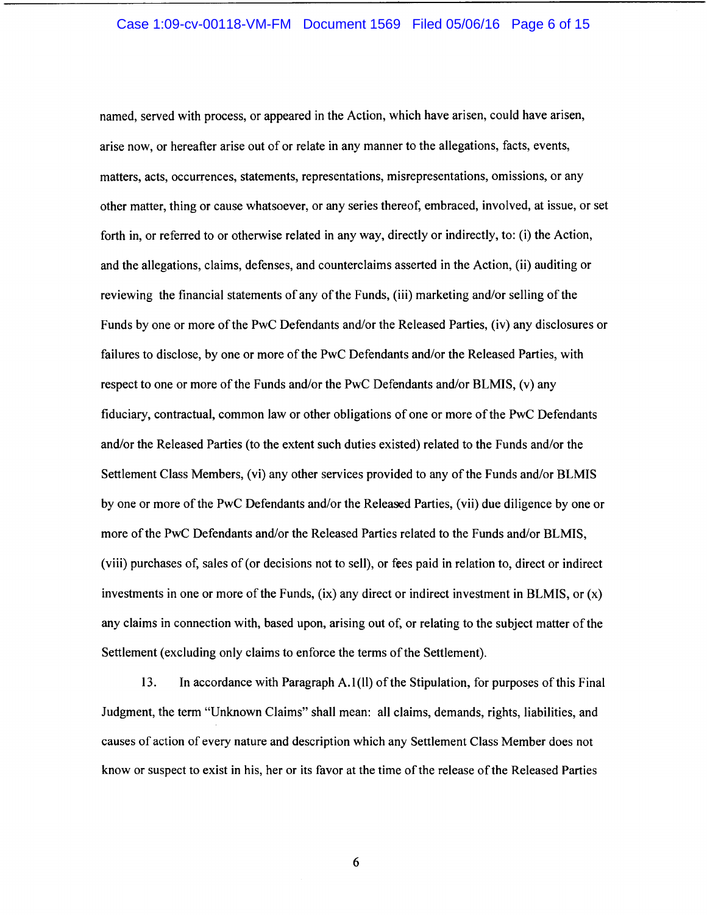named, served with process, or appeared in the Action, which have arisen, could have arisen, arise now, or hereafter arise out of or relate in any manner to the allegations, facts, events, matters, acts, occurrences, statements, representations, misrepresentations, omissions, or any other matter, thing or cause whatsoever, or any series thereof, embraced, involved, at issue, or set forth in, or referred to or otherwise related in any way, directly or indirectly, to: (i) the Action, and the allegations, claims, defenses, and counterclaims asserted in the Action, (ii) auditing or reviewing the financial statements of any of the Funds, (iii) marketing and/or selling of the Funds by one or more of the PwC Defendants and/or the Released Parties, (iv) any disclosures or failures to disclose, by one or more of the PwC Defendants and/or the Released Parties, with respect to one or more of the Funds and/or the PwC Defendants and/or BLMIS, (v) any fiduciary, contractual, common law or other obligations of one or more of the PwC Defendants and/or the Released Parties (to the extent such duties existed) related to the Funds and/or the Settlement Class Members, (vi) any other services provided to any of the Funds and/or BLMIS by one or more of the PwC Defendants and/or the Released Parties, (vii) due diligence by one or more of the PwC Defendants and/or the Released Parties related to the Funds and/or BLMIS, (viii) purchases of, sales of (or decisions not to sell), or fees paid in relation to, direct or indirect investments in one or more of the Funds, (ix) any direct or indirect investment in BLMIS, or (x) any claims in connection with, based upon, arising out of, or relating to the subject matter of the Settlement (excluding only claims to enforce the terms of the Settlement).

13. In accordance with Paragraph A.1(ll) of the Stipulation, for purposes of this Final Judgment, the term "Unknown Claims" shall mean: all claims, demands, rights, liabilities, and causes of action of every nature and description which any Settlement Class Member does not know or suspect to exist in his, her or its favor at the time of the release of the Released Parties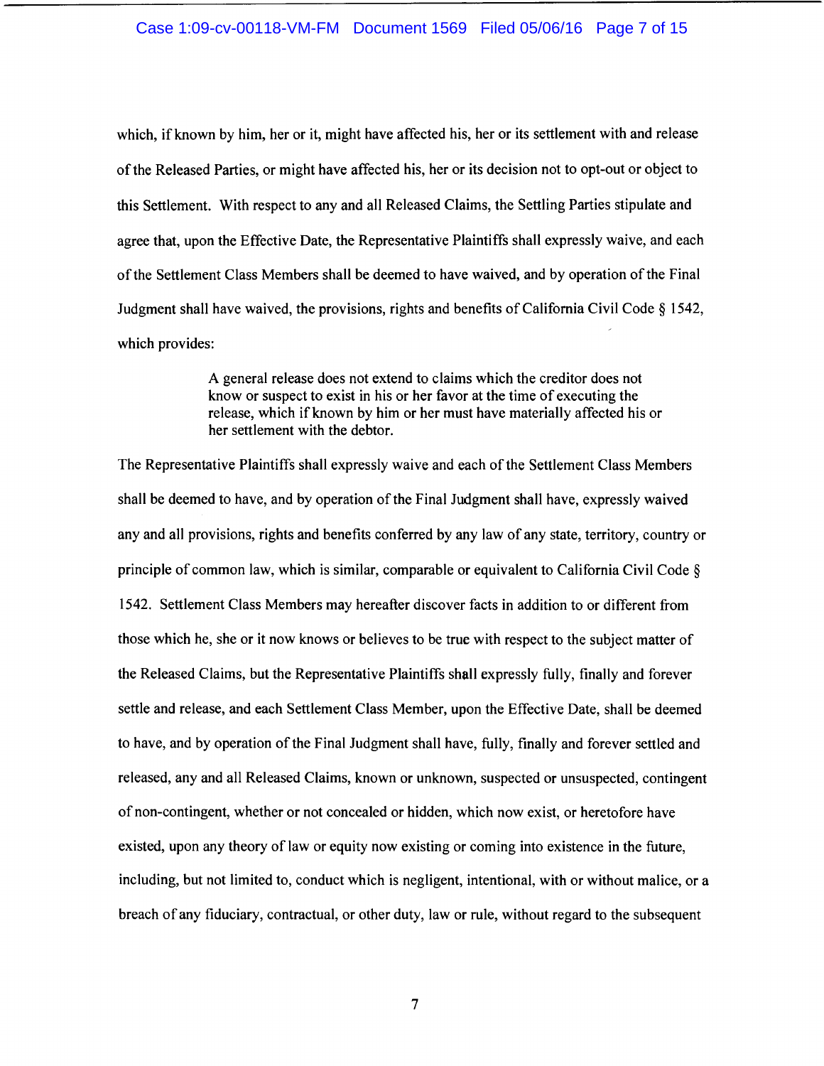which, if known by him, her or it, might have affected his, her or its settlement with and release of the Released Parties, or might have affected his, her or its decision not to opt-out or object to this Settlement. With respect to any and all Released Claims, the Settling Parties stipulate and agree that, upon the Effective Date, the Representative Plaintiffs shall expressly waive, and each of the Settlement Class Members shall be deemed to have waived, and by operation of the Final Judgment shall have waived, the provisions, rights and benefits of California Civil Code § 1542, which provides:

> A general release does not extend to claims which the creditor does not know or suspect to exist in his or her favor at the time of executing the release, which if known by him or her must have materially affected his or her settlement with the debtor.

The Representative Plaintiffs shall expressly waive and each of the Settlement Class Members shall be deemed to have, and by operation of the Final Judgment shall have, expressly waived any and all provisions, rights and benefits conferred by any law of any state, territory, country or principle of common law, which is similar, comparable or equivalent to California Civil Code § 1542. Settlement Class Members may hereafter discover facts in addition to or different from those which he, she or it now knows or believes to be true with respect to the subject matter of the Released Claims, but the Representative Plaintiffs shall expressly fully, finally and forever settle and release, and each Settlement Class Member, upon the Effective Date, shall be deemed to have, and by operation of the Final Judgment shall have, fully, finally and forever settled and released, any and all Released Claims, known or unknown, suspected or unsuspected, contingent of non-contingent, whether or not concealed or hidden, which now exist, or heretofore have existed, upon any theory of law or equity now existing or coming into existence in the future, including, but not limited to, conduct which is negligent, intentional, with or without malice, or a breach of any fiduciary, contractual, or other duty, law or rule, without regard to the subsequent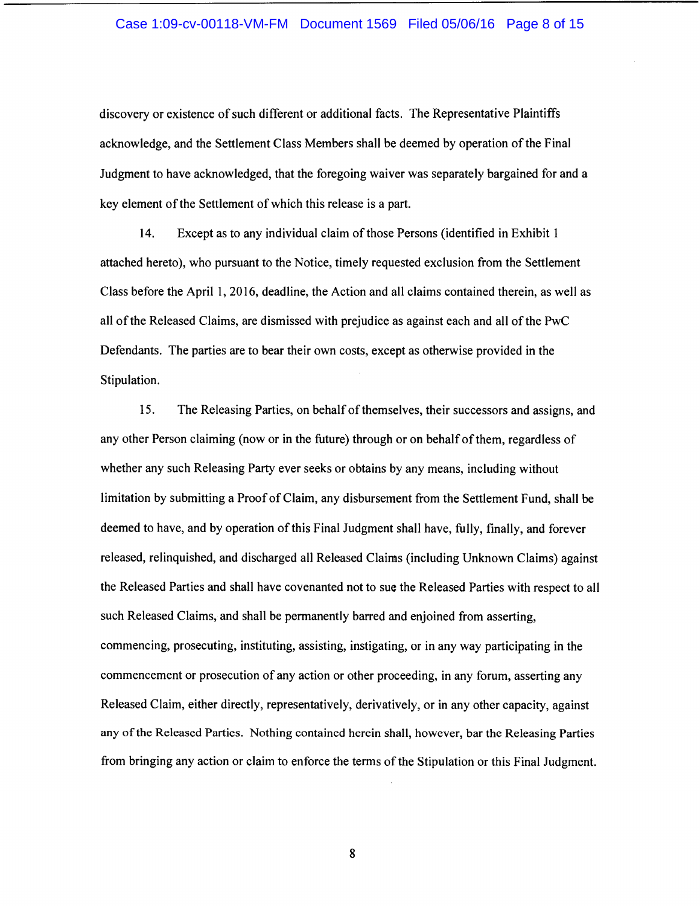discovery or existence of such different or additional facts. The Representative Plaintiffs acknowledge, and the Settlement Class Members shall be deemed by operation of the Final Judgment to have acknowledged, that the foregoing waiver was separately bargained for and a key element of the Settlement of which this release is a part.

14. Except as to any individual claim of those Persons (identified in Exhibit 1 attached hereto), who pursuant to the Notice, timely requested exclusion from the Settlement Class before the April 1, 2016, deadline, the Action and all claims contained therein, as well as all of the Released Claims, are dismissed with prejudice as against each and all of the PwC Defendants. The parties are to bear their own costs, except as otherwise provided in the Stipulation.

15. The Releasing Parties, on behalf of themselves, their successors and assigns, and any other Person claiming (now or in the future) through or on behalf of them, regardless of whether any such Releasing Party ever seeks or obtains by any means, including without limitation by submitting a Proof of Claim, any disbursement from the Settlement Fund, shall be deemed to have, and by operation of this Final Judgment shall have, fully, finally, and forever released, relinquished, and discharged all Released Claims (including Unknown Claims) against the Released Parties and shall have covenanted not to sue the Released Parties with respect to all such Released Claims, and shall be permanently barred and enjoined from asserting, commencing, prosecuting, instituting, assisting, instigating, or in any way participating in the commencement or prosecution of any action or other proceeding, in any forum, asserting any Released Claim, either directly, representatively, derivatively, or in any other capacity, against any of the Released Parties. Nothing contained herein shall, however, bar the Releasing Parties from bringing any action or claim to enforce the terms of the Stipulation or this Final Judgment.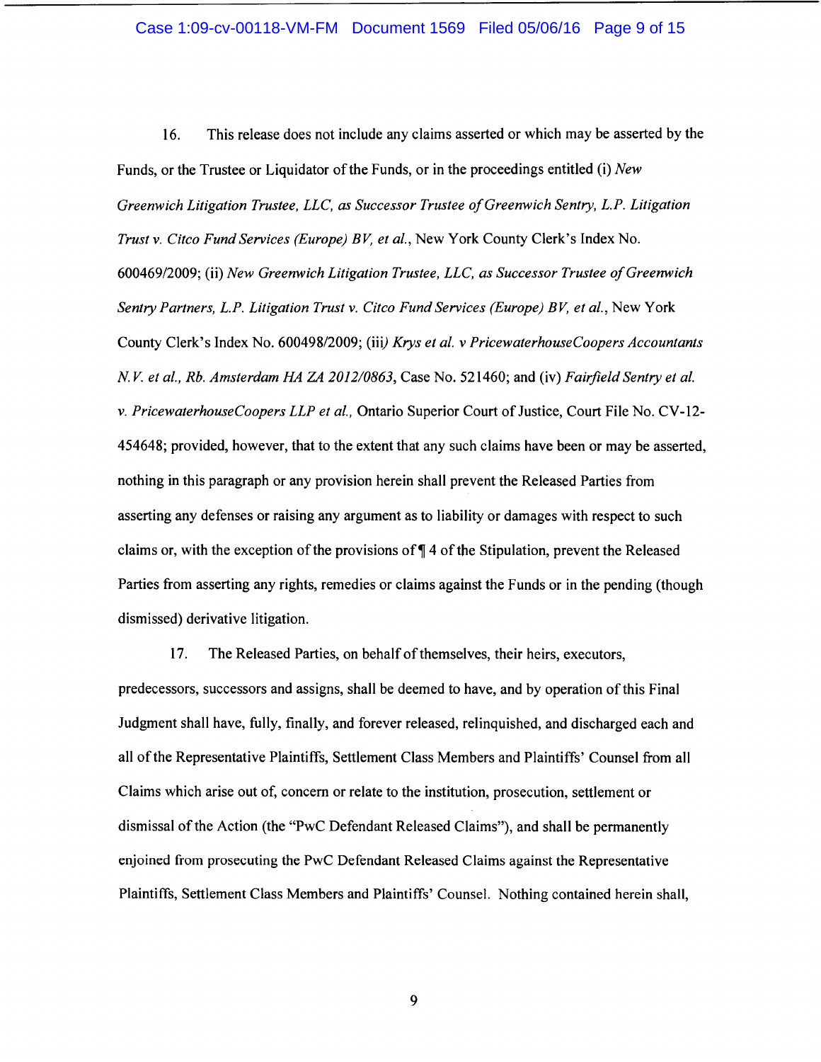16. This release does not include any claims asserted or which may be asserted by the Funds, or the Trustee or Liquidator of the Funds, or in the proceedings entitled (i) *New Greenwich Litigation Trustee, LLC, as Successor Trustee of Greenwich Sentry, L.P. Litigation Trust v. Citco Fund Services (Europe) BV, et al.*, New York County Clerk's Index No. 600469/2009; (ii) *New Greenwich Litigation Trustee, LLC, as Successor Trustee of Greenwich Sentry Partners, L.P. Litigation Trust v. Citco Fund Services (Europe) BV, et al.*, New York County Clerk's Index No. 600498/2009; (iii*) Krys et al. v PricewaterhouseCoopers Accountants N.V. et al., Rb. Amsterdam HA ZA 2012/0863*, Case No. 521460; and (iv) *Fairfield Sentry et al. v. PricewaterhouseCoopers LLP et al.*, Ontario Superior Court of Justice, Court File No. CV-12-454648; provided, however, that to the extent that any such claims have been or may be asserted, nothing in this paragraph or any provision herein shall prevent the Released Parties from asserting any defenses or raising any argument as to liability or damages with respect to such claims or, with the exception of the provisions of ¶ 4 of the Stipulation, prevent the Released Parties from asserting any rights, remedies or claims against the Funds or in the pending (though dismissed) derivative litigation.

17. The Released Parties, on behalf of themselves, their heirs, executors, predecessors, successors and assigns, shall be deemed to have, and by operation of this Final Judgment shall have, fully, finally, and forever released, relinquished, and discharged each and all of the Representative Plaintiffs, Settlement Class Members and Plaintiffs' Counsel from all Claims which arise out of, concern or relate to the institution, prosecution, settlement or dismissal of the Action (the "PwC Defendant Released Claims"), and shall be permanently enjoined from prosecuting the PwC Defendant Released Claims against the Representative Plaintiffs, Settlement Class Members and Plaintiffs' Counsel. Nothing contained herein shall,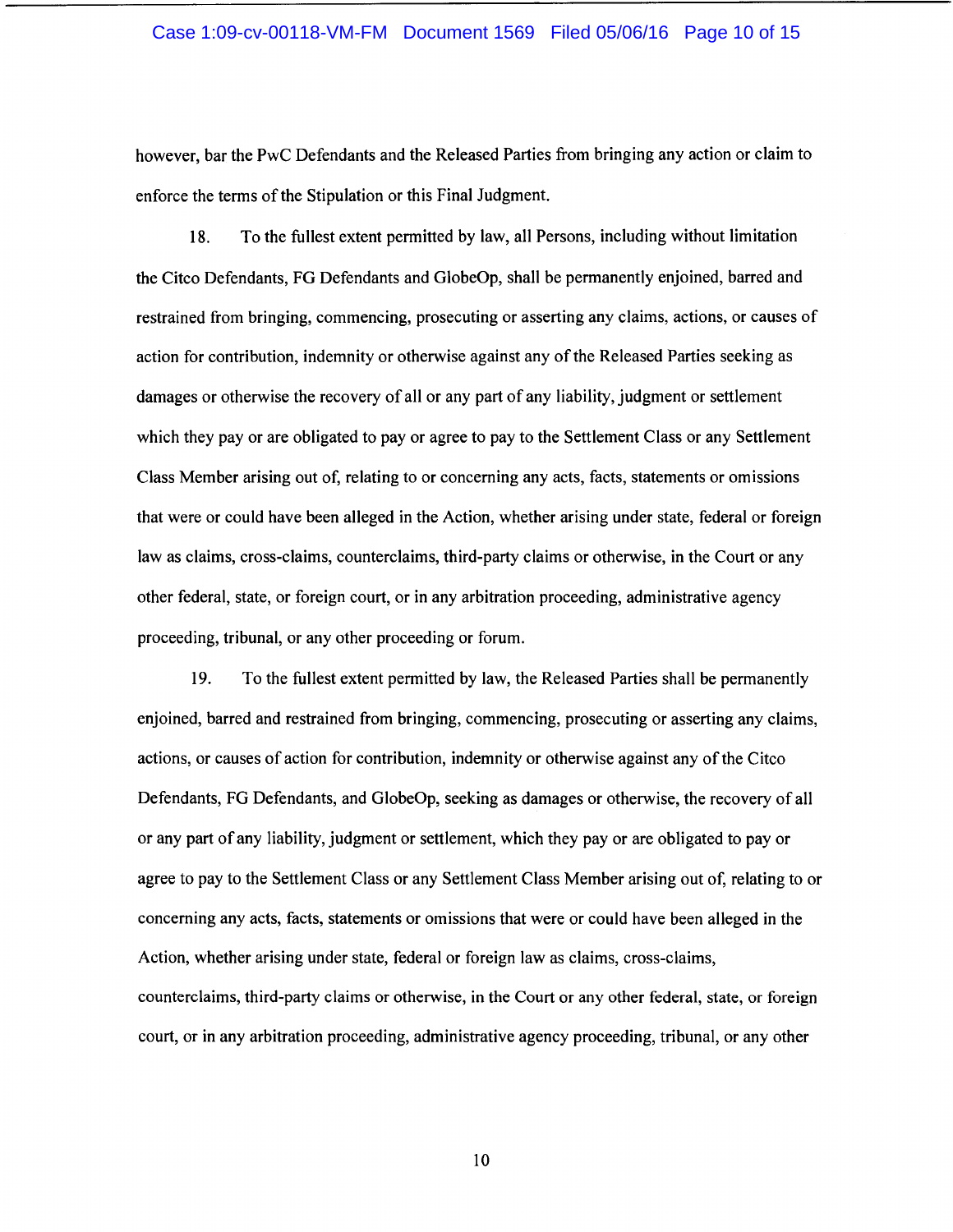however, bar the PwC Defendants and the Released Parties from bringing any action or claim to enforce the terms of the Stipulation or this Final Judgment.

18. To the fullest extent permitted by law, all Persons, including without limitation the Citco Defendants, FG Defendants and GlobeOp, shall be permanently enjoined, barred and restrained from bringing, commencing, prosecuting or asserting any claims, actions, or causes of action for contribution, indemnity or otherwise against any of the Released Parties seeking as damages or otherwise the recovery of all or any part of any liability, judgment or settlement which they pay or are obligated to pay or agree to pay to the Settlement Class or any Settlement Class Member arising out of, relating to or concerning any acts, facts, statements or omissions that were or could have been alleged in the Action, whether arising under state, federal or foreign law as claims, cross-claims, counterclaims, third-party claims or otherwise, in the Court or any other federal, state, or foreign court, or in any arbitration proceeding, administrative agency proceeding, tribunal, or any other proceeding or forum.

19. To the fullest extent permitted by law, the Released Parties shall be permanently enjoined, barred and restrained from bringing, commencing, prosecuting or asserting any claims, actions, or causes of action for contribution, indemnity or otherwise against any of the Citco Defendants, FG Defendants, and GlobeOp, seeking as damages or otherwise, the recovery of all or any part of any liability, judgment or settlement, which they pay or are obligated to pay or agree to pay to the Settlement Class or any Settlement Class Member arising out of, relating to or concerning any acts, facts, statements or omissions that were or could have been alleged in the Action, whether arising under state, federal or foreign law as claims, cross-claims, counterclaims, third-party claims or otherwise, in the Court or any other federal, state, or foreign court, or in any arbitration proceeding, administrative agency proceeding, tribunal, or any other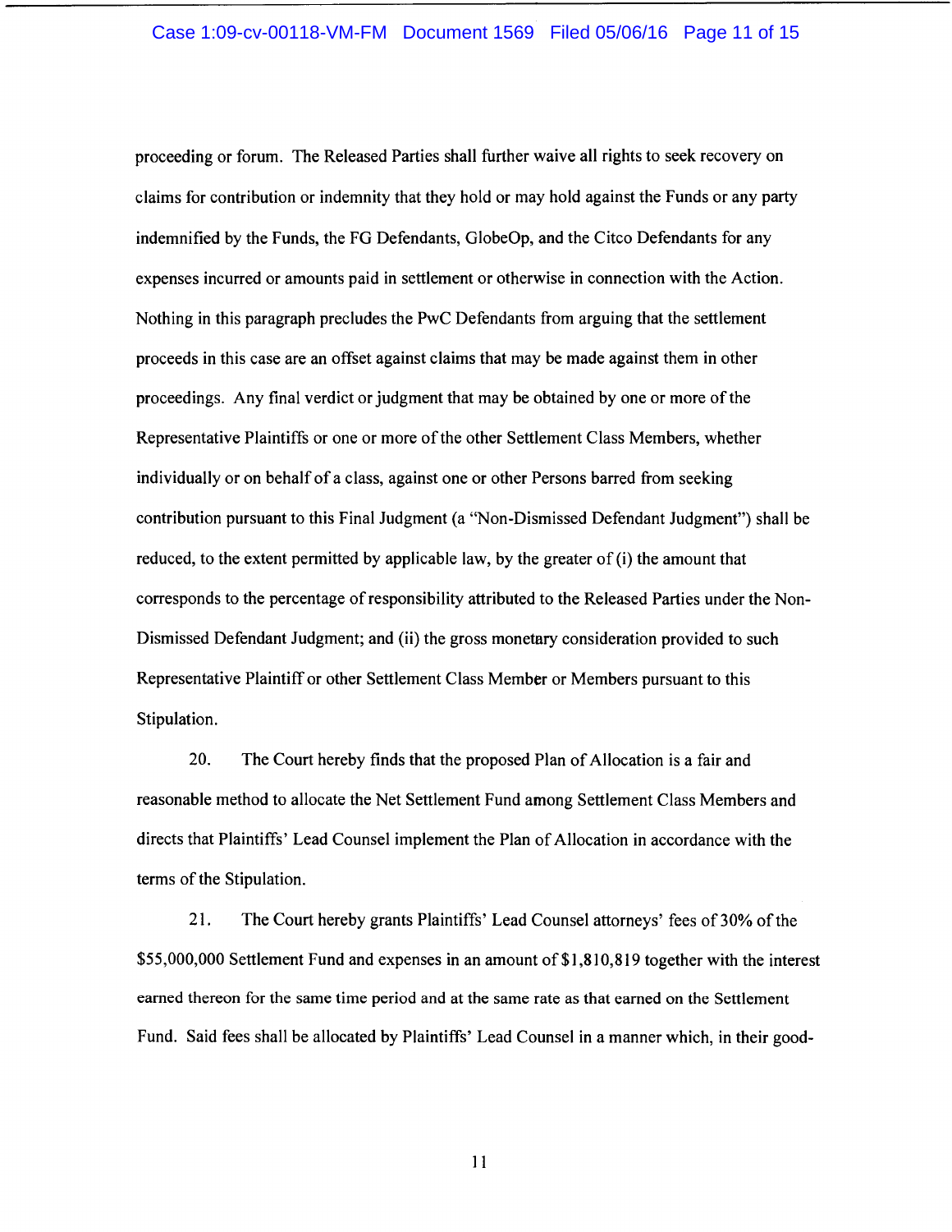proceeding or forum. The Released Parties shall further waive all rights to seek recovery on claims for contribution or indemnity that they hold or may hold against the Funds or any party indemnified by the Funds, the FG Defendants, GlobeOp, and the Citco Defendants for any expenses incurred or amounts paid in settlement or otherwise in connection with the Action. Nothing in this paragraph precludes the PwC Defendants from arguing that the settlement proceeds in this case are an offset against claims that may be made against them in other proceedings. Any final verdict or judgment that may be obtained by one or more of the Representative Plaintiffs or one or more of the other Settlement Class Members, whether individually or on behalf of a class, against one or other Persons barred from seeking contribution pursuant to this Final Judgment (a "Non-Dismissed Defendant Judgment") shall be reduced, to the extent permitted by applicable law, by the greater of (i) the amount that corresponds to the percentage of responsibility attributed to the Released Parties under the Non-Dismissed Defendant Judgment; and (ii) the gross monetary consideration provided to such Representative Plaintiff or other Settlement Class Member or Members pursuant to this Stipulation.

20. The Court hereby finds that the proposed Plan of Allocation is a fair and reasonable method to allocate the Net Settlement Fund among Settlement Class Members and directs that Plaintiffs' Lead Counsel implement the Plan of Allocation in accordance with the terms of the Stipulation.

21. The Court hereby grants Plaintiffs' Lead Counsel attorneys' fees of 30% of the $55,000,000 Settlement Fund and expenses in an amount of $1,810,819 together with the interest earned thereon for the same time period and at the same rate as that earned on the Settlement Fund. Said fees shall be allocated by Plaintiffs' Lead Counsel in a manner which, in their good-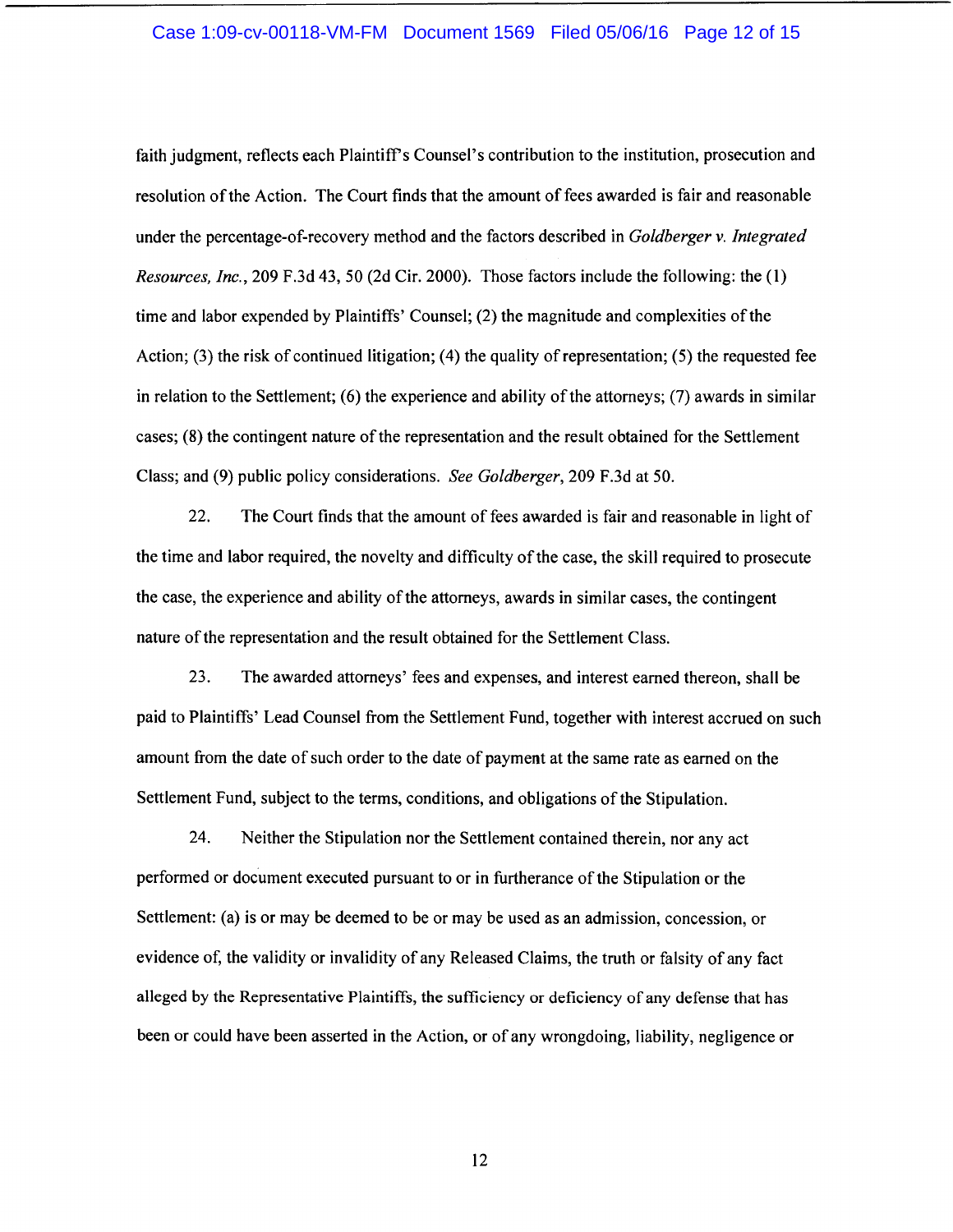faith judgment, reflects each Plaintiff's Counsel's contribution to the institution, prosecution and resolution of the Action. The Court finds that the amount of fees awarded is fair and reasonable under the percentage-of-recovery method and the factors described in *Goldberger v. Integrated Resources, Inc.*, 209 F.3d 43, 50 (2d Cir. 2000). Those factors include the following: the (1) time and labor expended by Plaintiffs' Counsel; (2) the magnitude and complexities of the Action; (3) the risk of continued litigation; (4) the quality of representation; (5) the requested fee in relation to the Settlement; (6) the experience and ability of the attorneys; (7) awards in similar cases; (8) the contingent nature of the representation and the result obtained for the Settlement Class; and (9) public policy considerations. *See Goldberger*, 209 F.3d at 50.

22. The Court finds that the amount of fees awarded is fair and reasonable in light of the time and labor required, the novelty and difficulty of the case, the skill required to prosecute the case, the experience and ability of the attorneys, awards in similar cases, the contingent nature of the representation and the result obtained for the Settlement Class.

23. The awarded attorneys' fees and expenses, and interest earned thereon, shall be paid to Plaintiffs' Lead Counsel from the Settlement Fund, together with interest accrued on such amount from the date of such order to the date of payment at the same rate as earned on the Settlement Fund, subject to the terms, conditions, and obligations of the Stipulation.

24. Neither the Stipulation nor the Settlement contained therein, nor any act performed or document executed pursuant to or in furtherance of the Stipulation or the Settlement: (a) is or may be deemed to be or may be used as an admission, concession, or evidence of, the validity or invalidity of any Released Claims, the truth or falsity of any fact alleged by the Representative Plaintiffs, the sufficiency or deficiency of any defense that has been or could have been asserted in the Action, or of any wrongdoing, liability, negligence or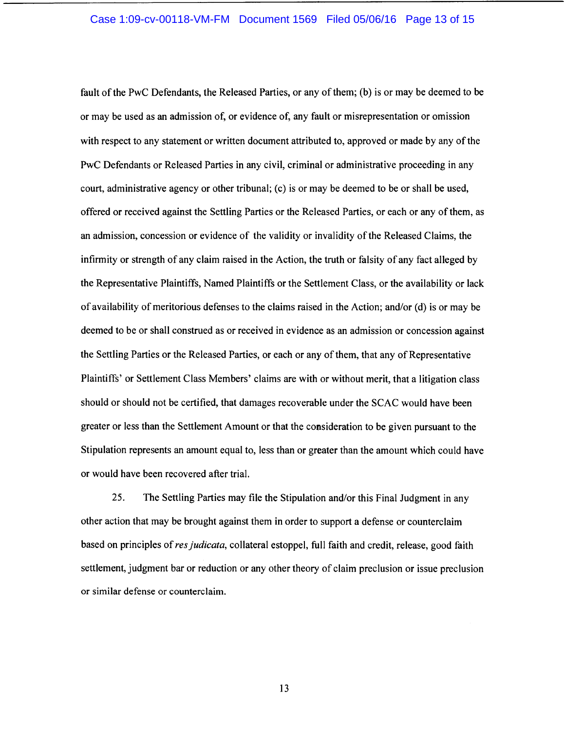fault of the PwC Defendants, the Released Parties, or any of them; (b) is or may be deemed to be or may be used as an admission of, or evidence of, any fault or misrepresentation or omission with respect to any statement or written document attributed to, approved or made by any of the PwC Defendants or Released Parties in any civil, criminal or administrative proceeding in any court, administrative agency or other tribunal; (c) is or may be deemed to be or shall be used, offered or received against the Settling Parties or the Released Parties, or each or any of them, as an admission, concession or evidence of the validity or invalidity of the Released Claims, the infirmity or strength of any claim raised in the Action, the truth or falsity of any fact alleged by the Representative Plaintiffs, Named Plaintiffs or the Settlement Class, or the availability or lack of availability of meritorious defenses to the claims raised in the Action; and/or (d) is or may be deemed to be or shall construed as or received in evidence as an admission or concession against the Settling Parties or the Released Parties, or each or any of them, that any of Representative Plaintiffs' or Settlement Class Members' claims are with or without merit, that a litigation class should or should not be certified, that damages recoverable under the SCAC would have been greater or less than the Settlement Amount or that the consideration to be given pursuant to the Stipulation represents an amount equal to, less than or greater than the amount which could have or would have been recovered after trial.

25. The Settling Parties may file the Stipulation and/or this Final Judgment in any other action that may be brought against them in order to support a defense or counterclaim based on principles of *res judicata*, collateral estoppel, full faith and credit, release, good faith settlement, judgment bar or reduction or any other theory of claim preclusion or issue preclusion or similar defense or counterclaim.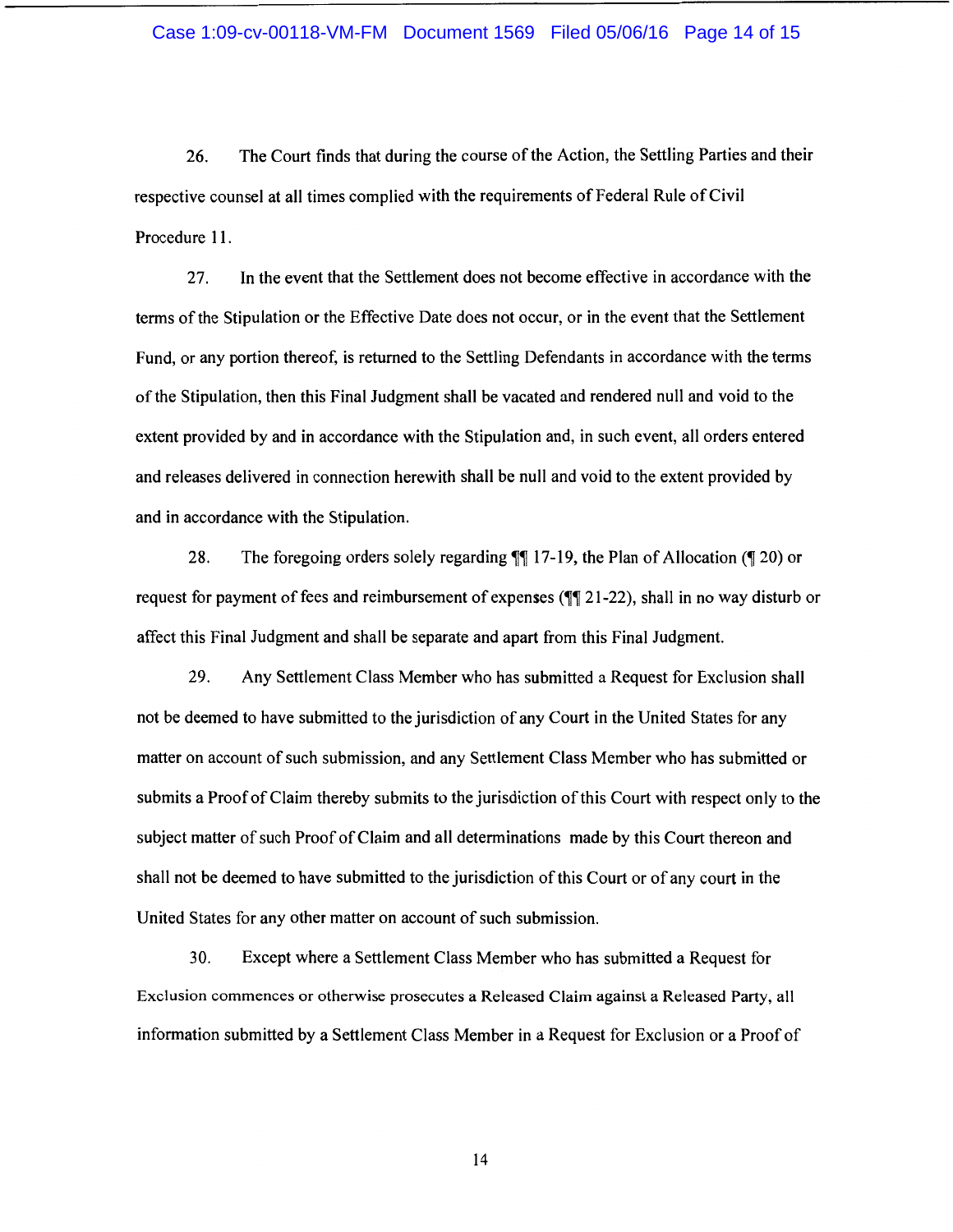26. The Court finds that during the course of the Action, the Settling Parties and their respective counsel at all times complied with the requirements of Federal Rule of Civil Procedure 11.

27. In the event that the Settlement does not become effective in accordance with the terms of the Stipulation or the Effective Date does not occur, or in the event that the Settlement Fund, or any portion thereof, is returned to the Settling Defendants in accordance with the terms of the Stipulation, then this Final Judgment shall be vacated and rendered null and void to the extent provided by and in accordance with the Stipulation and, in such event, all orders entered and releases delivered in connection herewith shall be null and void to the extent provided by and in accordance with the Stipulation.

28. The foregoing orders solely regarding ¶¶ 17-19, the Plan of Allocation (¶ 20) or request for payment of fees and reimbursement of expenses (¶¶ 21-22), shall in no way disturb or affect this Final Judgment and shall be separate and apart from this Final Judgment.

29. Any Settlement Class Member who has submitted a Request for Exclusion shall not be deemed to have submitted to the jurisdiction of any Court in the United States for any matter on account of such submission, and any Settlement Class Member who has submitted or submits a Proof of Claim thereby submits to the jurisdiction of this Court with respect only to the subject matter of such Proof of Claim and all determinations made by this Court thereon and shall not be deemed to have submitted to the jurisdiction of this Court or of any court in the United States for any other matter on account of such submission.

30. Except where a Settlement Class Member who has submitted a Request for Exclusion commences or otherwise prosecutes a Released Claim against a Released Party, all information submitted by a Settlement Class Member in a Request for Exclusion or a Proof of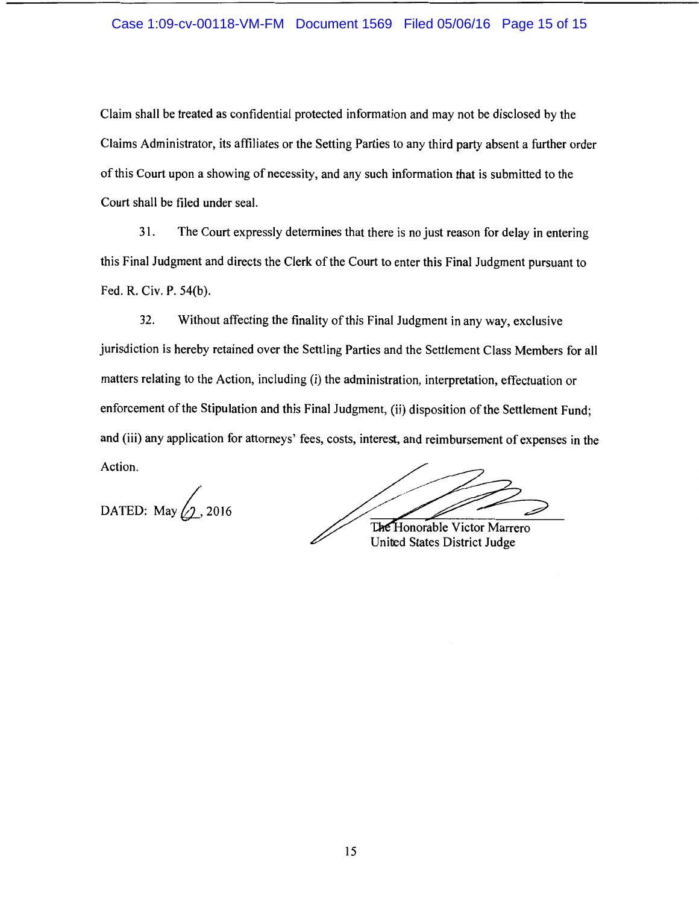Claim shall be treated as confidential protected information and may not be disclosed by the Claims Administrator, its affiliates or the Setting Parties to any third party absent a further order of this Court upon a showing of necessity, and any such information that is submitted to the Court shall be filed under seal.

31. The Court expressly determines that there is no just reason for delay in entering this Final Judgment and directs the Clerk of the Court to enter this Final Judgment pursuant to Fed. R. Civ. P. 54(b).

32. Without affecting the finality of this Final Judgment in any way, exclusive jurisdiction is hereby retained over the Settling Parties and the Settlement Class Members for all matters relating to the Action, including (i) the administration, interpretation, effectuation or enforcement of the Stipulation and this Final Judgment, (ii) disposition of the Settlement Fund; and (iii) any application for attorneys' fees, costs, interest, and reimbursement of expenses in the Action.

DATED: May 6, 2016

The Honorable Victor Marrero
United States District Judge